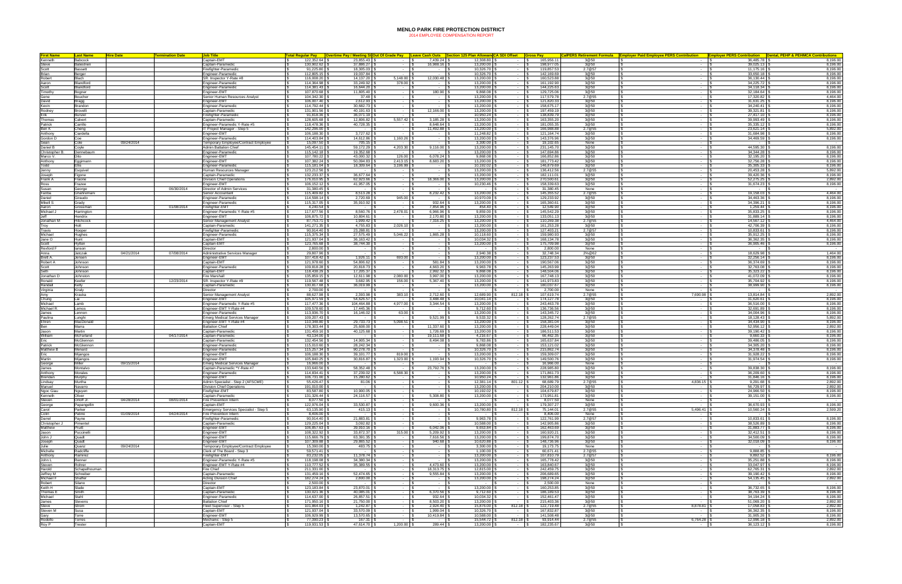# MENLO PARK FIRE PROTECTION DISTRICT

2014 EMPLOYEE COMPENSATION REPORT

| First Name | Last Name | Hire Date | Termination Date | Job Title | Total Regular Pay | Overtime Pay / Meeting Stipend | Out Of Grade Pay | Leave Cash Outs | Section 125 Plan Allowance | CA SDI Offset | Gross Pay | CalPERS Retirement Formula | Employer Paid Employee PERS Contribution | Employer PERS Contribution | Dental, PEHP & PEHMCA Contributions |
|---|---|---|---|---|---|---|---|---|---|---|---|---|---|---|---|
| Kenneth | Babcock | | | Captain-EMT | 122,352.64 | 23,855.43 | - | 7,439.24 | 12,308.80 | - | 165,956.11 | 3@50 | - | 36,485.78 | 8,196.00 |
| Steve | Ballestrin | | | Captain-Paramedic | 130,902.62 | 37,886.27 | - | 16,988.16 | 13,200.00 | - | 198,977.05 | 3@50 | - | 39,025.13 | 8,196.00 |
| Scott | Bassett | | | Firefighter-Paramedic | 91,225.80 | 18,305.03 | - | - | 10,326.70 | - | 119,857.53 | 2.7@57 | - | 11,175.16 | 8,196.00 |
| Brian | Berger | | | Engineer-Paramedic | 112,805.15 | 19,037.84 | - | - | 10,326.70 | - | 142,169.69 | 3@50 | - | 33,650.18 | 8,196.00 |
| Robert | Blach | | | SR. Inspector Y-Rate #8 | 116,008.20 | 14,137.20 | 5,148.00 | 12,030.48 | 13,200.00 | - | 160,523.88 | 3@50 | - | 36,130.44 | 8,196.00 |
| Aaron | Blandford | | | Engineer-Paramedic | 114,364.98 | 33,249.92 | 378.00 | - | 13,200.00 | - | 161,192.90 | 3@50 | - | 34,225.72 | 8,196.00 |
| Scott | Blandford | | | Engineer-Paramedic | 114,381.43 | 16,644.20 | - | - | 13,200.00 | - | 144,225.63 | 3@50 | - | 34,118.34 | 8,196.00 |
| Timothy | Bogner | | | Engineer-EMT | 107,870.68 | 11,805.40 | - | 180.90 | 9,868.08 | - | 129,725.06 | 3@50 | - | 32,184.64 | 8,196.00 |
| Gene | Boucher | | | Senior Human Resources Analyst | 104,342.30 | 37.48 | - | - | 13,200.00 | - | 117,579.78 | 2.7@55 | - | 17,320.82 | 4,464.00 |
| David | Bragg | | | Engineer-EMT | 106,007.40 | 2,612.93 | - | - | 13,200.00 | - | 121,820.33 | 3@50 | - | 31,631.35 | 8,196.00 |
| Kevin | Brandon | | | Engineer-Paramedic | 114,792.44 | 30,682.73 | - | - | 13,200.00 | - | 158,675.17 | 3@50 | - | 34,240.41 | 8,196.00 |
| Rodney | Brovelli | | | Captain-Paramedic | 131,901.56 | 40,191.63 | - | 12,166.00 | 13,200.00 | - | 197,459.19 | 3@50 | - | 39,321.81 | 8,196.00 |
| Erik | Bunzel | | | Firefighter-Paramedic | 91,818.36 | 36,071.19 | - | - | 10,950.24 | - | 138,839.79 | 3@50 | - | 27,417.10 | 8,196.00 |
| Thomas | Calvert | | | Captain-Paramedic | 128,605.68 | 12,806.82 | 5,557.42 | 3,185.28 | 13,200.00 | - | 163,355.20 | 3@50 | - | 39,993.49 | 8,196.00 |
| Patrick | Carrillo | | | Engineer-Paramedic Y-Rate #5 | 118,478.36 | 40,728.35 | - | 8,648.64 | 13,200.00 | - | 181,055.35 | 3@50 | - | 35,335.12 | 8,196.00 |
| Ben K | Cheng | | | IT Project Manager - Step 5 | 142,296.00 | - | - | 11,492.88 | 13,200.00 | - | 166,988.88 | 2.7@55 | - | 23,621.14 | 5,892.00 |
| Anthony | Ciardella | | | Engineer-EMT | 106,188.30 | 3,727.62 | - | - | 11,248.82 | - | 121,164.74 | 3@50 | - | 31,684.98 | 8,196.00 |
| Gordon D | Coe | | | Engineer-Paramedic | 114,403.84 | 14,612.86 | 1,160.26 | - | 13,200.00 | - | 143,376.96 | 3@50 | - | 34,469.59 | 8,196.00 |
| Sean | Cole | 09/24/2014 | | Temporary Employee/Contract Employee | 15,097.50 | 705.15 | - | - | 3,300.00 | - | 19,102.65 | None | - | - | - |
| Daniel B | Coyle | | | Admin Battalion Chief | 145,454.11 | 59,173.29 | 4,203.30 | 9,116.00 | 13,200.00 | - | 231,145.70 | 3@50 | - | 44,595.30 | 8,196.00 |
| Christopher B. | Dennebaum | | | Engineer-Paramedic | 115,142.18 | 19,352.68 | - | - | 13,200.00 | - | 147,694.86 | 3@50 | - | 34,544.28 | 8,196.00 |
| Marco V. | Dito | | | Engineer-Paramedic | 107,780.22 | 43,000.32 | 126.00 | 6,078.24 | 9,868.08 | - | 166,852.86 | 3@50 | - | 32,195.20 | 8,196.00 |
| Anthony | Eggimann | | | Engineer-EMT | 107,382.24 | 50,094.83 | 2,413.15 | 8,683.20 | 13,200.00 | - | 181,773.42 | 3@50 | - | 32,756.28 | 8,196.00 |
| Todd | Ellis | | | Engineer-Paramedic | 115,181.04 | 18,389.64 | 3,196.99 | - | 10,102.02 | - | 146,879.69 | 3@50 | - | 35,305.33 | 8,196.00 |
| Jenny | Esquivel | | | Human Resources Manager | 123,212.56 | - | - | - | 13,200.00 | - | 136,412.56 | 2.7@55 | - | 20,453.28 | 5,892.00 |
| Joseph | Figone | | | Captain-Paramedic | 132,233.37 | 36,677.64 | - | - | 13,200.00 | - | 182,111.01 | 3@50 | - | 39,420.36 | 8,196.00 |
| Frank A | Frasine | | | Division Chief Operations | 176,010.95 | 62,923.66 | - | 18,366.00 | 13,200.00 | - | 270,500.61 | 3@50 | - | 52,275.25 | 2,892.00 |
| Ross | Frazee | | | Engineer-EMT | 106,152.12 | 41,957.05 | - | - | 10,230.46 | - | 158,339.63 | 3@50 | - | 31,674.23 | 8,196.00 |
| Susan | George | | 06/30/2014 | Director of Admin Services | 31,380.45 | - | - | - | - | - | 31,380.45 | None | - | - | - |
| Fariba | Ghahremani | | | Senior Accountant | 115,409.92 | 8,513.28 | - | 8,232.42 | 13,200.00 | - | 145,355.52 | 2.7@55 | - | 19,158.03 | 4,464.00 |
| Daniel | Giraudo | | | Engineer-Paramedic | 114,598.14 | 2,720.69 | 945.00 | - | 10,970.09 | - | 129,233.92 | 3@50 | - | 34,463.36 | 8,196.00 |
| Mikell S | Grady | | | Engineer-Paramedic | 115,317.05 | 35,910.92 | - | 932.64 | 13,200.00 | - | 165,360.61 | 3@50 | - | 34,396.21 | 8,196.00 |
| Aaron | Grossman | | 01/08/2014 | Firefighter-EMT | 4,240.54 | - | - | 7,854.06 | 454.40 | - | 12,549.00 | 3@50 | - | 1,259.44 | 8,196.00 |
| Michael J | Harrington | | | Engineer-Paramedic Y-Rate #5 | 117,677.56 | 8,560.76 | 2,478.01 | 6,966.96 | 9,859.00 | - | 145,542.29 | 3@50 | - | 35,833.25 | 8,196.00 |
| Jeff | Hendrix | | | Engineer-EMT | 106,875.72 | 10,804.61 | - | 2,170.80 | 13,200.00 | - | 133,051.13 | 3@50 | - | 31,889.14 | 8,196.00 |
| Jonathan M | Hitchcock | | | Senior Management Analyst | 87,753.71 | 1,999.42 | - | 7,316.25 | 13,200.00 | - | 110,269.38 | 2.7@55 | - | 14,567.12 | 4,464.00 |
| Troy | Holt | | | Captain-Paramedic | 141,271.35 | 4,755.83 | 2,026.10 | - | 13,200.00 | - | 161,253.28 | 3@50 | - | 42,706.39 | 8,196.00 |
| Travis | Hooper | | | Firefighter-Paramedic | 90,914.40 | 23,288.81 | - | - | 13,200.00 | - | 127,403.21 | 2.7@57 | - | 10,833.61 | 8,196.00 |
| Michael | Hughes | | | Engineer-Paramedic | 115,375.34 | 27,575.49 | 5,046.22 | 1,865.28 | 10,118.60 | - | 159,980.93 | 3@50 | - | 35,912.25 | 8,196.00 |
| Jane O | Hunt | | | Captain-EMT | 121,937.04 | 36,163.42 | - | - | 10,034.32 | - | 168,134.78 | 3@50 | - | 36,362.35 | 8,196.00 |
| Scott | Hylton | | | Captain-EMT | 123,765.88 | 38,744.30 | - | - | 13,200.00 | - | 175,709.98 | 3@50 | - | 36,905.46 | 8,196.00 |
| Rexford F | Ianson | | | Director | 2,800.00 | - | - | - | - | - | 2,800.00 | None | - | - | - |
| Anna | Jatczak | 04/21/2014 | 07/08/2014 | Administrative Services Manager | 29,807.96 | - | - | - | 2,940.38 | - | 32,748.34 | 2%@62 | - | 18,629.98 | 1,464.00 |
| Brett A. | Jensen | | | Engineer-EMT | 107,418.42 | 1,926.11 | 893.00 | - | 13,200.00 | - | 123,237.53 | 3@50 | - | 32,256.14 | 8,196.00 |
| Robert A | Johnson | | | Captain-EMT | 121,978.60 | 54,806.62 | - | 581.84 | 13,200.00 | - | 190,567.06 | 3@50 | - | 36,374.69 | 8,196.00 |
| Scott | Johnson | | | Engineer-Paramedic | 109,818.28 | 20,818.73 | - | 4,663.20 | 9,963.78 | - | 145,263.99 | 3@50 | - | 32,763.08 | 8,196.00 |
| Seth | Johnson | | | Captain-EMT | 118,438.29 | 17,205.37 | - | 2,992.32 | 9,868.08 | - | 148,504.06 | 3@50 | - | 35,323.22 | 8,196.00 |
| Jonathan D | Johnston | | | Fire Marshall | 135,859.15 | 12,611.98 | 2,080.00 | 3,997.00 | 13,200.00 | - | 167,748.13 | 3@50 | - | 41,072.09 | 8,196.00 |
| Ronald | Keefer | | 12/23/2014 | SR. Inspector Y-Rate #9 | 119,567.48 | 3,682.95 | 156.00 | 5,367.40 | 13,200.00 | - | 141,973.83 | 3@50 | - | 35,704.92 | 8,196.00 |
| Randall | Kelly | | | Captain-Paramedic | 130,817.68 | 36,019.99 | - | - | 13,200.00 | - | 180,037.67 | 3@50 | - | 38,999.90 | 8,196.00 |
| Virginia | Kiraly | | | Director | 2,700.00 | - | - | - | - | - | 2,700.00 | None | - | - | - |
| Amy | Kraska | | | Senior Management Analyst | 88,627.68 | 2,393.98 | 383.10 | 2,712.60 | 12,689.90 | 812.18 | 107,619.74 | 2.7@55 | 7,690.98 | 13,814.84 | 2,892.00 |
| Chung | Lai | | | Engineer-Paramedic | 105,971.59 | 54,626.57 | - | 3,488.49 | 10,041.14 | - | 174,127.78 | 3@50 | - | 31,620.61 | 8,196.00 |
| Michael | Lamb | | | Engineer-Paramedic Y-Rate #5 | 117,477.36 | 104,464.88 | 4,977.00 | 3,344.54 | 13,200.00 | - | 243,463.78 | 3@50 | - | 36,516.00 | 8,196.00 |
| Michael R. | Lemos | | | Engineer-EMT Y-Rate #4 | 109,578.60 | 17,445.36 | - | - | 9,712.60 | - | 136,736.56 | 3@50 | - | 32,691.89 | 8,196.00 |
| James | Lennon | | | Engineer-Paramedic | 113,936.70 | 16,146.02 | 63.00 | - | 13,200.00 | - | 143,345.72 | 3@50 | - | 34,004.96 | 8,196.00 |
| Paulina | Luoghi | | | Emerg Medical Services Manager | 109,207.43 | - | - | 9,521.99 | 9,533.32 | - | 128,262.74 | 2.7@55 | - | 18,128.43 | 5,892.00 |
| Efren | MacDonald | | | Engineer-EMT Y-Rate #4 | 110,348.80 | 29,733.73 | 5,098.51 | - | 13,200.00 | - | 158,381.04 | 3@50 | - | 34,434.50 | 8,196.00 |
| Ben | Marra | | | Battalion Chief | 178,303.44 | 25,608.00 | - | 11,337.60 | 13,200.00 | - | 228,449.04 | 3@50 | - | 52,956.12 | 2,892.00 |
| Jason | Martin | | | Captain-Paramedic | 131,459.18 | 40,125.68 | - | 1,726.69 | 13,200.00 | - | 186,511.53 | 3@50 | - | 39,190.42 | 8,196.00 |
| William | McFarland | | 04/17/2014 | Captain-Paramedic | 43,134.00 | - | - | 19,111.68 | 4,216.67 | - | 66,462.35 | 3@50 | - | 9,880.33 | 8,196.00 |
| Eric | McGlennon | | | Captain-Paramedic | 132,454.56 | 14,905.34 | - | 8,494.08 | 9,783.86 | - | 165,637.84 | 3@50 | - | 39,486.05 | 8,196.00 |
| Patrick | McGlennon | | | Engineer-Paramedic | 115,010.60 | 28,242.34 | - | - | 9,868.08 | - | 153,121.02 | 3@50 | - | 34,305.20 | 8,196.00 |
| Matthew B | Menard | | | Engineer-Paramedic | 115,257.34 | 90,278.70 | - | - | 10,326.70 | - | 215,862.74 | 3@50 | - | 34,378.48 | 8,196.00 |
| Eric | Mijangos | | | Engineer-EMT | 106,188.30 | 39,101.77 | 819.00 | - | 13,200.00 | - | 159,309.07 | 3@50 | - | 31,928.22 | 8,196.00 |
| Martin | Mijangos | | | Engineer-EMT | 105,840.25 | 30,816.87 | 1,323.00 | 1,193.94 | 10,326.70 | - | 149,500.76 | 3@50 | - | 31,974.54 | 8,196.00 |
| George | Miller | 09/15/2014 | | Emerg Medical Services Manager | 16,966.00 | - | - | - | - | - | 16,966.00 | None | - | - | - |
| James | Montalvo | | | Engineer-Paramedic *Y-Rate #7 | 133,640.56 | 58,352.48 | - | 23,792.76 | 13,200.00 | - | 228,985.80 | 3@50 | - | 39,838.30 | 8,196.00 |
| Anthony | Morales | | | Engineer-Paramedic | 114,834.41 | 37,239.02 | 6,588.30 | - | 13,200.00 | - | 171,861.73 | 3@50 | - | 36,209.60 | 8,196.00 |
| Brendan | Murphy | | | Engineer-EMT | 106,731.00 | 15,280.62 | - | - | 10,950.24 | - | 132,961.86 | 3@50 | - | 31,846.16 | 8,196.00 |
| Lindsay | Murtha | | | Admin Specialist - Step 2 (AFSCME) | 55,426.47 | 81.06 | - | - | 12,381.14 | 801.12 | 68,689.79 | 2.7@55 | 4,836.15 | 9,291.68 | 2,892.00 |
| Manuel | Navarro | | | Division Chief Operations | 191,010.00 | - | - | - | 13,200.00 | - | 204,210.00 | 3@50 | - | 56,729.97 | 2,892.00 |
| Ngoc Giau | Nguyen | | | Firefighter-EMT | 83,587.60 | 10,900.05 | - | - | 10,192.02 | - | 104,679.67 | 3@50 | - | 24,966.50 | 8,196.00 |
| Kenneth | Oliver | | | Captain-Paramedic | 131,326.44 | 24,116.57 | - | 5,308.80 | 13,200.00 | - | 173,951.81 | 3@50 | - | 39,151.00 | 8,196.00 |
| Steven | Orloff Jr. | 04/28/2014 | 08/01/2014 | Fire Prevention Intern | 8,077.50 | - | - | - | - | - | 8,077.50 | None | - | - | - |
| George | Papangellin | | | Captain-EMT | 122,976.04 | 33,530.67 | - | 9,600.36 | 13,200.00 | - | 179,307.27 | 3@50 | - | 36,670.93 | 8,196.00 |
| Carol | Parker | | | Emergency Services Specialist - Step 5 | 63,135.90 | 415.13 | - | - | 10,780.80 | 812.18 | 75,144.01 | 2.7@55 | 5,496.41 | 10,566.24 | 2,599.20 |
| Colin | Patino | 01/09/2014 | 04/24/2014 | Fire Prevention Intern | 8,406.00 | - | - | - | - | - | 8,406.00 | None | - | - | - |
| Daniel | Payne | | | Firefighter-Paramedic | 90,914.40 | 21,883.81 | - | - | 9,963.78 | - | 122,761.99 | 2.7@57 | - | 10,833.61 | 8,196.00 |
| Christopher J | Pimentel | | | Captain-Paramedic | 129,225.04 | 3,092.82 | - | - | 10,588.00 | - | 142,905.86 | 3@50 | - | 38,526.89 | 8,196.00 |
| Matthew | Pruitt | | | Engineer-EMT | 106,867.63 | 39,910.16 | - | 6,042.06 | 9,653.84 | - | 162,463.69 | 3@50 | - | 31,883.77 | 8,196.00 |
| Jason | Puccinelli | | | Engineer-EMT | 108,322.92 | 33,672.37 | 315.00 | 5,209.92 | 13,200.00 | - | 160,920.21 | 3@50 | - | 32,412.51 | 8,196.00 |
| John J | Quadt | | | Engineer-EMT | 115,666.79 | 63,391.35 | - | 7,616.56 | 13,200.00 | - | 199,874.70 | 3@50 | - | 34,500.09 | 8,196.00 |
| Joseph | Quadt | | | Engineer-EMT | 107,309.88 | 29,865.52 | - | 940.68 | 10,620.88 | - | 148,736.96 | 3@50 | - | 32,018.09 | 8,196.00 |
| Julie | Quartz | 09/24/2014 | | Temporary Employee/Contract Employee | 15,390.00 | 483.75 | - | - | 3,300.00 | - | 19,173.75 | None | - | - | - |
| Michelle | Radcliffe | | | Clerk of The Board - Step 3 | 59,571.41 | - | - | - | 1,100.00 | - | 60,671.41 | 2.7@55 | - | 9,888.85 | - |
| Anthony | Ramirez | | | Firefighter-EMT | 83,232.05 | 11,378.74 | - | - | 13,200.00 | - | 107,810.79 | 2.7@57 | - | 9,892.52 | 8,196.00 |
| John L | Renner | | | Engineer-Paramedic Y-Rate #5 | 118,198.08 | 34,380.34 | - | - | 13,200.00 | - | 165,778.42 | 3@50 | - | 35,251.88 | 8,196.00 |
| Steven | Rohrer | | | Engineer-EMT Y-Rate #4 | 110,777.52 | 35,389.55 | - | 4,473.60 | 13,200.00 | - | 163,840.67 | 3@50 | - | 33,047.97 | 8,196.00 |
| Harold | Schapelhouman | | | Fire Chief | 211,331.00 | - | - | 18,313.75 | 12,815.00 | - | 242,459.75 | 3@50 | - | 62,765.31 | 2,892.00 |
| Jeffrey M | Schneiber | | | Captain-Paramedic | 131,459.18 | 52,474.65 | - | 9,555.84 | 13,200.00 | - | 206,689.65 | 3@50 | - | 39,190.42 | 8,196.00 |
| Michael F | Shaffer | | | Acting Division Chief | 182,274.24 | 2,800.00 | - | - | 13,200.00 | - | 198,274.24 | 3@50 | - | 54,135.45 | 2,892.00 |
| Robert | Silano | | | Director | 2,500.00 | - | - | - | - | - | 2,500.00 | None | - | - | - |
| Keith H | Slade | | | Captain-EMT | 123,183.84 | 23,870.01 | - | - | 13,200.00 | - | 160,253.85 | 3@50 | - | 36,732.65 | 8,196.00 |
| Thomas E | Smith | | | Captain-Paramedic | 130,021.36 | 40,085.01 | - | 6,370.56 | 9,712.60 | - | 186,189.53 | 3@50 | - | 38,763.39 | 8,196.00 |
| Michael | Stahl | | | Engineer-Paramedic | 114,637.80 | 26,867.51 | - | 932.64 | 10,034.32 | - | 152,461.47 | 3@50 | - | 34,194.24 | 8,196.00 |
| James | Stevens | | | Battalion Chief | 171,950.18 | 21,750.00 | - | 8,503.20 | 13,200.00 | - | 215,403.36 | 3@50 | - | 51,069.20 | 2,892.00 |
| Steve | Strom | | | Fleet Supervisor - Step 5 | 101,864.03 | 1,242.87 | - | 2,924.40 | 15,876.00 | 812.18 | 122,719.48 | 2.7@55 | 8,878.81 | 17,058.83 | 2,892.00 |
| Steven M | Susa | | | Captain-EMT | 121,937.04 | 33,570.09 | - | 1,999.04 | 10,326.70 | - | 167,832.87 | 3@50 | - | 36,362.35 | 8,196.00 |
| Gary | Torre | | | Engineer-EMT | 106,929.99 | 13,570.65 | - | 10,419.84 | 10,588.00 | - | 141,508.48 | 3@50 | - | 31,905.26 | 8,196.00 |
| Rodolfo | Torres | | | Mechanic - Step 5 | 77,390.23 | 167.31 | - | - | 15,544.72 | 812.18 | 93,914.44 | 2.7@55 | 6,764.28 | 12,996.18 | 2,892.00 |
| Roy P | Trester | | | Captain-EMT | 119,931.53 | 47,614.70 | 1,200.00 | 289.44 | 13,200.00 | - | 182,235.67 | 3@50 | - | 36,123.12 | 8,196.00 |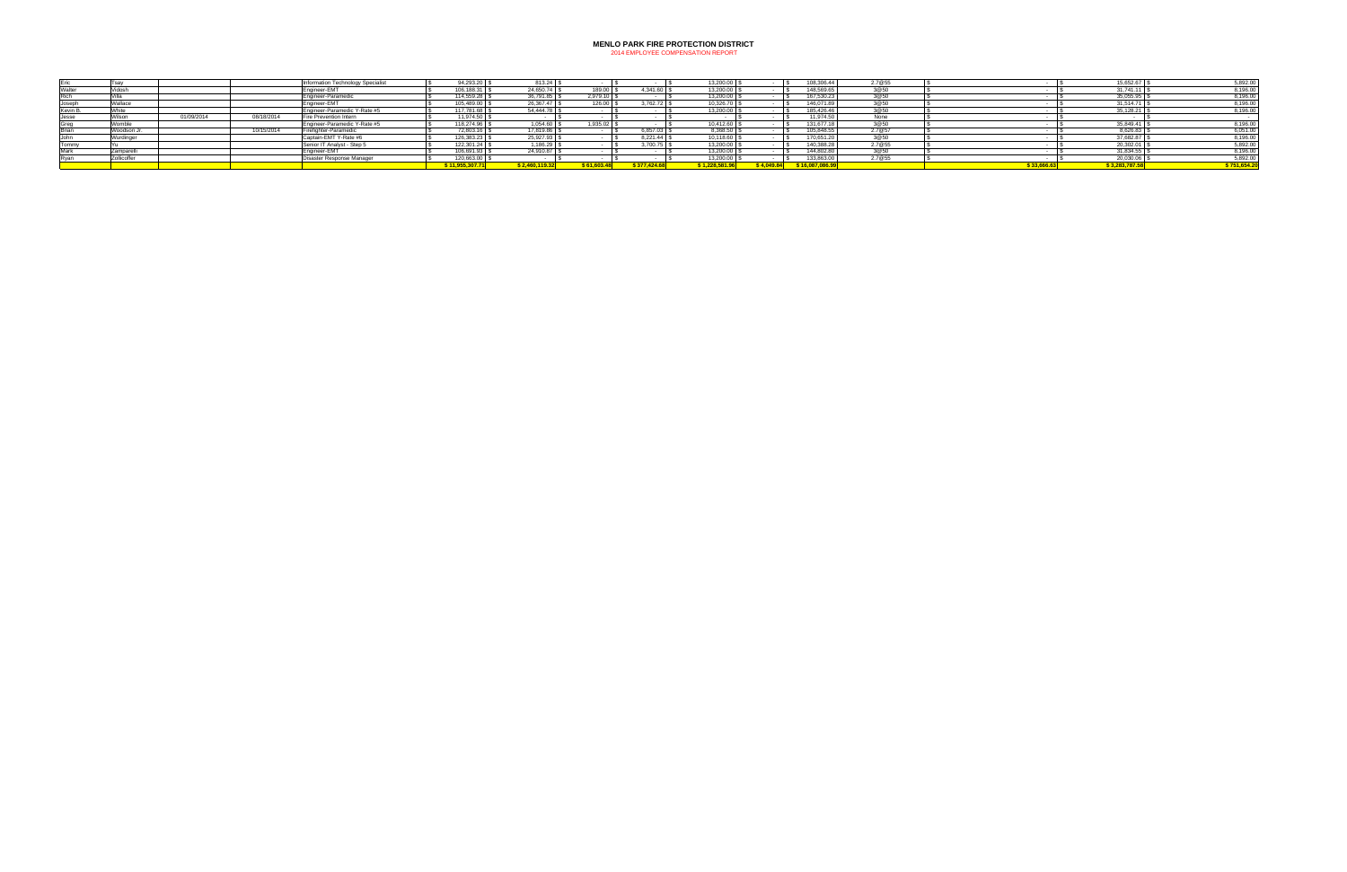# MENLO PARK FIRE PROTECTION DISTRICT

2014 EMPLOYEE COMPENSATION REPORT

| | | | | | | | | | | | | | | | | |
|---|---|---|---|---|---|---|---|---|---|---|---|---|---|---|---|---|
| Eric | Tsay | | | Information Technology Specialist | $ 94,293.20 | $ 813.24 | $ - | $ - | $ 13,200.00 | $ - | $ 108,306.44 | 2.7@55 | $ - | $ 15,652.67 | $ 5,892.00 |
| Walter | Vidosh | | | Engineer-EMT | $ 106,188.31 | $ 24,650.74 | $ 189.00 | $ 4,341.60 | $ 13,200.00 | $ - | $ 148,569.65 | 3@50 | $ - | $ 31,741.11 | $ 8,196.00 |
| Rich | Villa | | | Engineer-Paramedic | $ 114,559.28 | $ 36,791.85 | $ 2,979.10 | $ - | $ 13,200.00 | $ - | $ 167,530.23 | 3@50 | $ - | $ 35,055.95 | $ 8,196.00 |
| Joseph | Wallace | | | Engineer-EMT | $ 105,489.00 | $ 26,367.47 | $ 126.00 | $ 3,762.72 | $ 10,326.70 | $ - | $ 146,071.89 | 3@50 | $ - | $ 31,514.71 | $ 8,196.00 |
| Kevin B. | White | | | Engineer-Paramedic Y-Rate #5 | $ 117,781.68 | $ 54,444.78 | $ - | $ - | $ 13,200.00 | $ - | $ 185,426.46 | 3@50 | $ - | $ 35,128.21 | $ 8,196.00 |
| Jesse | Wilson | 01/09/2014 | 08/18/2014 | Fire Prevention Intern | $ 11,974.50 | $ - | $ - | $ - | $ - | $ - | $ 11,974.50 | None | $ - | $ - | $ - |
| Greg | Womble | | | Engineer-Paramedic Y-Rate #5 | $ 118,274.96 | $ 1,054.60 | $ 1,935.02 | $ - | $ 10,412.60 | $ - | $ 131,677.18 | 3@50 | $ - | $ 35,849.41 | $ 8,196.00 |
| Brain | Woodson Jr. | | 10/15/2014 | Firefighter-Paramedic | $ 72,803.16 | $ 17,819.86 | $ - | $ 6,857.03 | $ 8,368.50 | $ - | $ 105,848.55 | 2.7@57 | $ - | $ 8,626.83 | $ 6,051.00 |
| John | Wurdinger | | | Captain-EMT Y-Rate #6 | $ 126,383.23 | $ 25,927.93 | $ - | $ 8,221.44 | $ 10,118.60 | $ - | $ 170,651.20 | 3@50 | $ - | $ 37,682.87 | $ 8,196.00 |
| Tommy | Yu | | | Senior IT Analyst - Step 5 | $ 122,301.24 | $ 1,186.29 | $ - | $ 3,700.75 | $ 13,200.00 | $ - | $ 140,388.28 | 2.7@55 | $ - | $ 20,302.01 | $ 5,892.00 |
| Mark | Zamparelli | | | Engineer-EMT | $ 106,891.93 | $ 24,910.87 | $ - | $ - | $ 13,200.00 | $ - | $ 144,802.80 | 3@50 | $ - | $ 31,834.55 | $ 8,196.00 |
| Ryan | Zollicoffer | | | Disaster Response Manager | $ 120,663.00 | $ - | $ - | $ - | $ 13,200.00 | $ - | $ 133,863.00 | 2.7@55 | $ - | $ 20,030.06 | $ 5,892.00 |
| | | | | | $ 11,955,307.71 | $ 2,460,119.32 | $ 61,603.48 | $ 377,424.68 | $ 1,228,581.96 | $ 4,049.84 | $ 16,087,086.99 | | $ 33,666.63 | $ 3,283,787.58 | $ 751,654.20 |